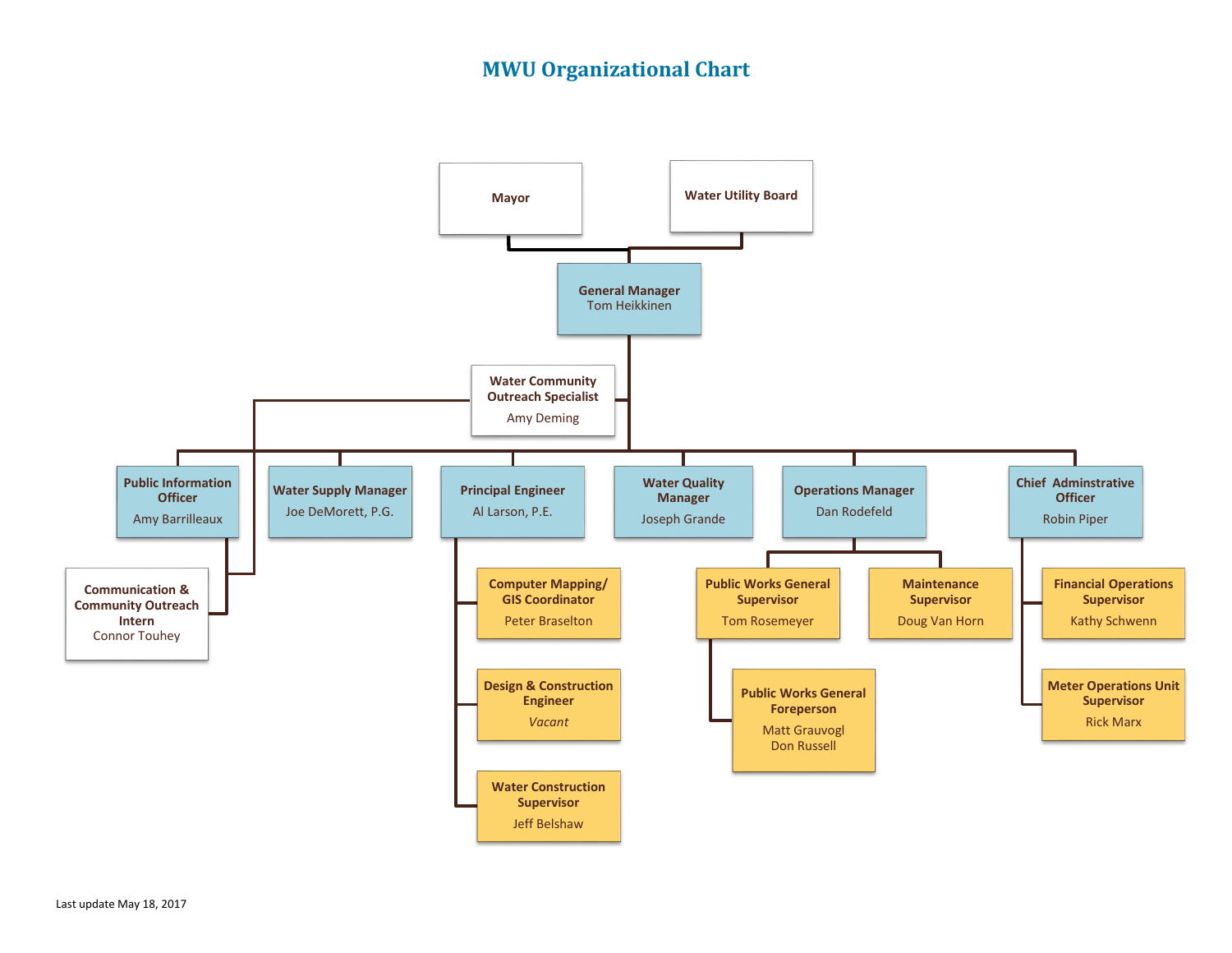# MWU Organizational Chart

- **Mayor**
- **Water Utility Board**
  - **General Manager** – Tom Heikkinen
    - **Water Community Outreach Specialist** – Amy Deming
      - **Communication & Community Outreach Intern** – Connor Touhey
    - **Public Information Officer** – Amy Barrilleaux
      - **Communication & Community Outreach Intern** – Connor Touhey
    - **Water Supply Manager** – Joe DeMorett, P.G.
    - **Principal Engineer** – Al Larson, P.E.
      - **Computer Mapping/ GIS Coordinator** – Peter Braselton
      - **Design & Construction Engineer** – *Vacant*
      - **Water Construction Supervisor** – Jeff Belshaw
    - **Water Quality Manager** – Joseph Grande
    - **Operations Manager** – Dan Rodefeld
      - **Public Works General Supervisor** – Tom Rosemeyer
        - **Public Works General Foreperson** – Matt Grauvogl, Don Russell
      - **Maintenance Supervisor** – Doug Van Horn
    - **Chief Adminstrative Officer** – Robin Piper
      - **Financial Operations Supervisor** – Kathy Schwenn
      - **Meter Operations Unit Supervisor** – Rick Marx

Last update May 18, 2017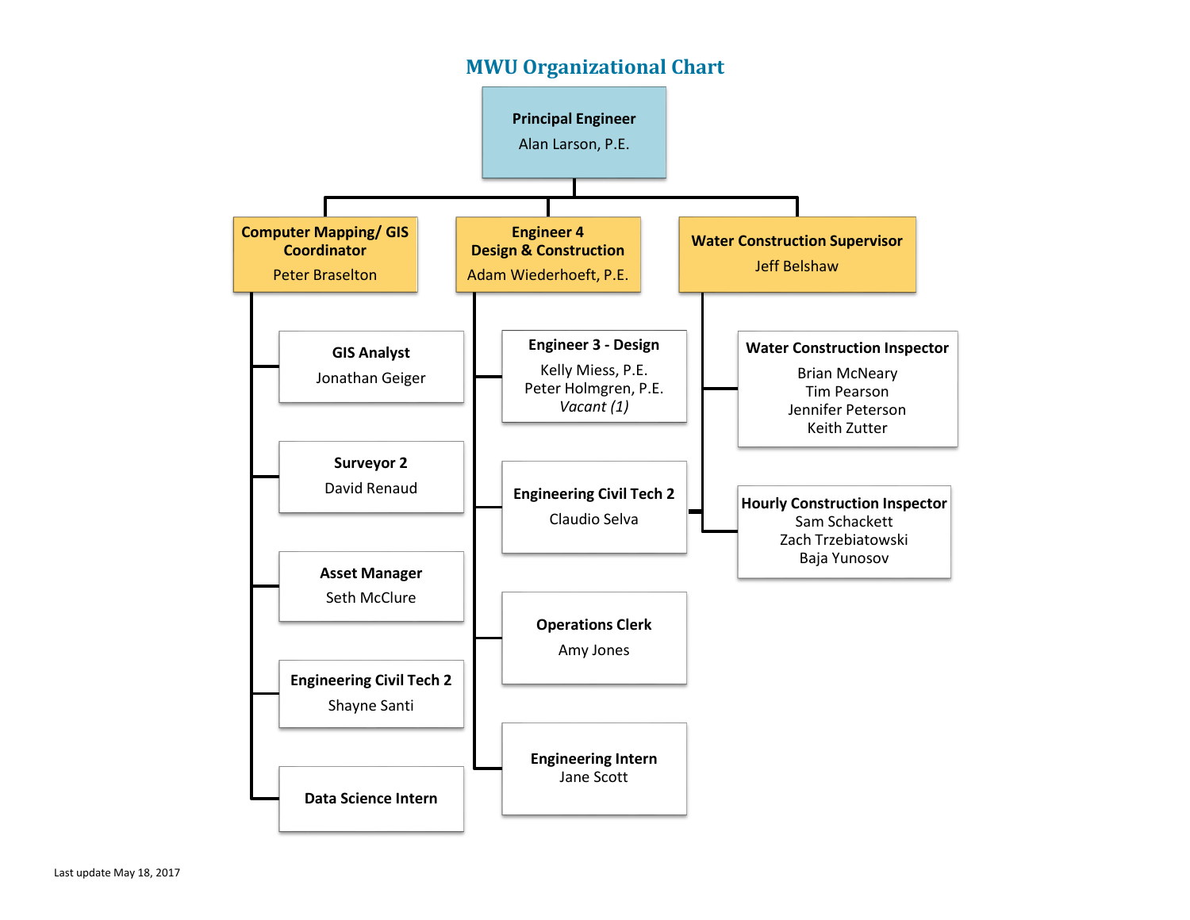# MWU Organizational Chart

**Principal Engineer**
Alan Larson, P.E.

- **Computer Mapping/ GIS Coordinator**
  Peter Braselton
  - **GIS Analyst**
    Jonathan Geiger
  - **Surveyor 2**
    David Renaud
  - **Asset Manager**
    Seth McClure
  - **Engineering Civil Tech 2**
    Shayne Santi
  - **Data Science Intern**

- **Engineer 4 Design & Construction**
  Adam Wiederhoeft, P.E.
  - **Engineer 3 - Design**
    Kelly Miess, P.E.
    Peter Holmgren, P.E.
    *Vacant (1)*
  - **Engineering Civil Tech 2**
    Claudio Selva
  - **Operations Clerk**
    Amy Jones
  - **Engineering Intern**
    Jane Scott

- **Water Construction Supervisor**
  Jeff Belshaw
  - **Water Construction Inspector**
    Brian McNeary
    Tim Pearson
    Jennifer Peterson
    Keith Zutter
  - **Hourly Construction Inspector**
    Sam Schackett
    Zach Trzebiatowski
    Baja Yunosov

Last update May 18, 2017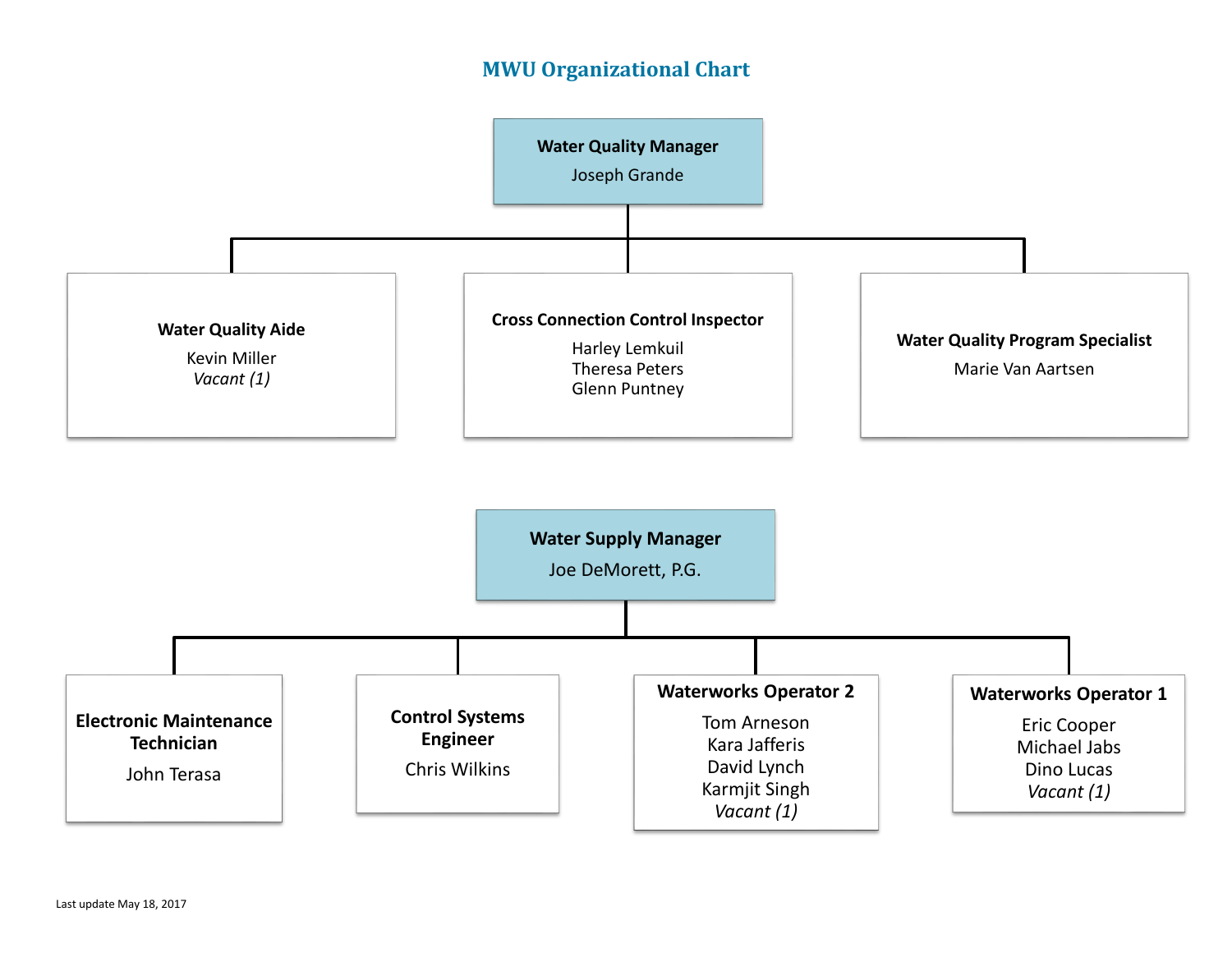# MWU Organizational Chart

## Water Quality Manager
Joseph Grande

- **Water Quality Aide**
  - Kevin Miller
  - *Vacant (1)*
- **Cross Connection Control Inspector**
  - Harley Lemkuil
  - Theresa Peters
  - Glenn Puntney
- **Water Quality Program Specialist**
  - Marie Van Aartsen

## Water Supply Manager
Joe DeMorett, P.G.

- **Electronic Maintenance Technician**
  - John Terasa
- **Control Systems Engineer**
  - Chris Wilkins
- **Waterworks Operator 2**
  - Tom Arneson
  - Kara Jafferis
  - David Lynch
  - Karmjit Singh
  - *Vacant (1)*
- **Waterworks Operator 1**
  - Eric Cooper
  - Michael Jabs
  - Dino Lucas
  - *Vacant (1)*

Last update May 18, 2017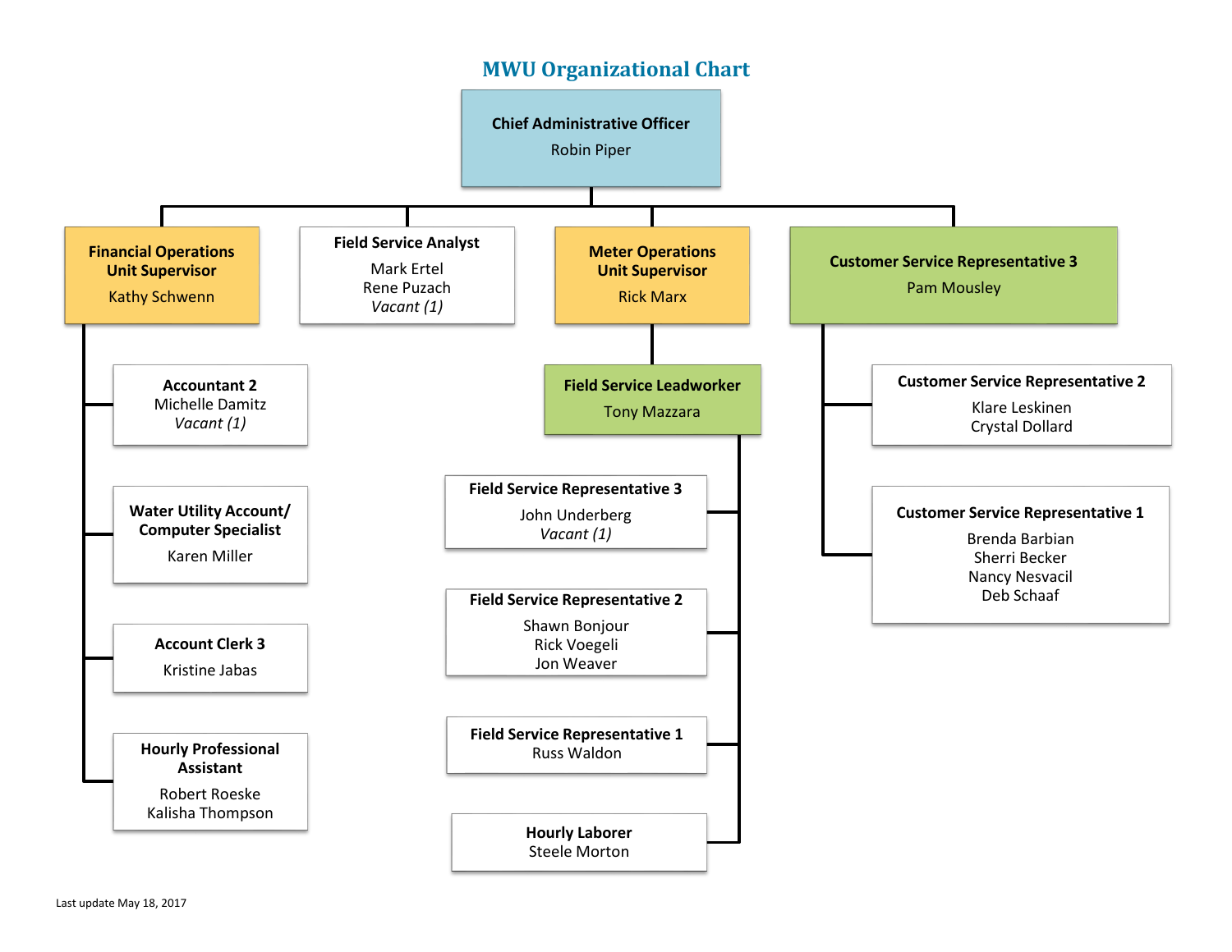# MWU Organizational Chart

**Chief Administrative Officer**
Robin Piper

- **Financial Operations Unit Supervisor**
  Kathy Schwenn
  - **Accountant 2**
    Michelle Damitz
    *Vacant (1)*
  - **Water Utility Account/ Computer Specialist**
    Karen Miller
  - **Account Clerk 3**
    Kristine Jabas
  - **Hourly Professional Assistant**
    Robert Roeske
    Kalisha Thompson
- **Field Service Analyst**
  Mark Ertel
  Rene Puzach
  *Vacant (1)*
- **Meter Operations Unit Supervisor**
  Rick Marx
  - **Field Service Leadworker**
    Tony Mazzara
    - **Field Service Representative 3**
      John Underberg
      *Vacant (1)*
    - **Field Service Representative 2**
      Shawn Bonjour
      Rick Voegeli
      Jon Weaver
    - **Field Service Representative 1**
      Russ Waldon
    - **Hourly Laborer**
      Steele Morton
- **Customer Service Representative 3**
  Pam Mousley
  - **Customer Service Representative 2**
    Klare Leskinen
    Crystal Dollard
  - **Customer Service Representative 1**
    Brenda Barbian
    Sherri Becker
    Nancy Nesvacil
    Deb Schaaf

Last update May 18, 2017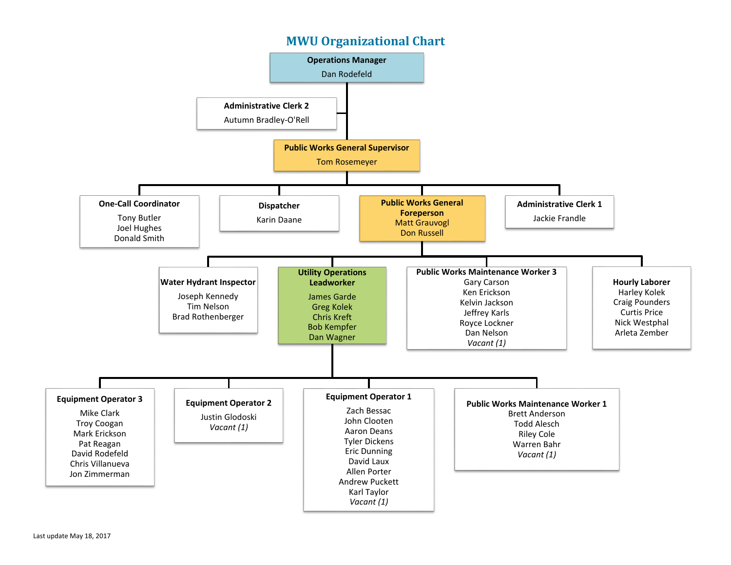# MWU Organizational Chart

**Operations Manager**
Dan Rodefeld

**Administrative Clerk 2**
Autumn Bradley-O'Rell

**Public Works General Supervisor**
Tom Rosemeyer

**One-Call Coordinator**
Tony Butler
Joel Hughes
Donald Smith

**Dispatcher**
Karin Daane

**Public Works General Foreperson**
Matt Grauvogl
Don Russell

**Administrative Clerk 1**
Jackie Frandle

**Water Hydrant Inspector**
Joseph Kennedy
Tim Nelson
Brad Rothenberger

**Utility Operations Leadworker**
James Garde
Greg Kolek
Chris Kreft
Bob Kempfer
Dan Wagner

**Public Works Maintenance Worker 3**
Gary Carson
Ken Erickson
Kelvin Jackson
Jeffrey Karls
Royce Lockner
Dan Nelson
*Vacant (1)*

**Hourly Laborer**
Harley Kolek
Craig Pounders
Curtis Price
Nick Westphal
Arleta Zember

**Equipment Operator 3**
Mike Clark
Troy Coogan
Mark Erickson
Pat Reagan
David Rodefeld
Chris Villanueva
Jon Zimmerman

**Equipment Operator 2**
Justin Glodoski
*Vacant (1)*

**Equipment Operator 1**
Zach Bessac
John Clooten
Aaron Deans
Tyler Dickens
Eric Dunning
David Laux
Allen Porter
Andrew Puckett
Karl Taylor
*Vacant (1)*

**Public Works Maintenance Worker 1**
Brett Anderson
Todd Alesch
Riley Cole
Warren Bahr
*Vacant (1)*

Last update May 18, 2017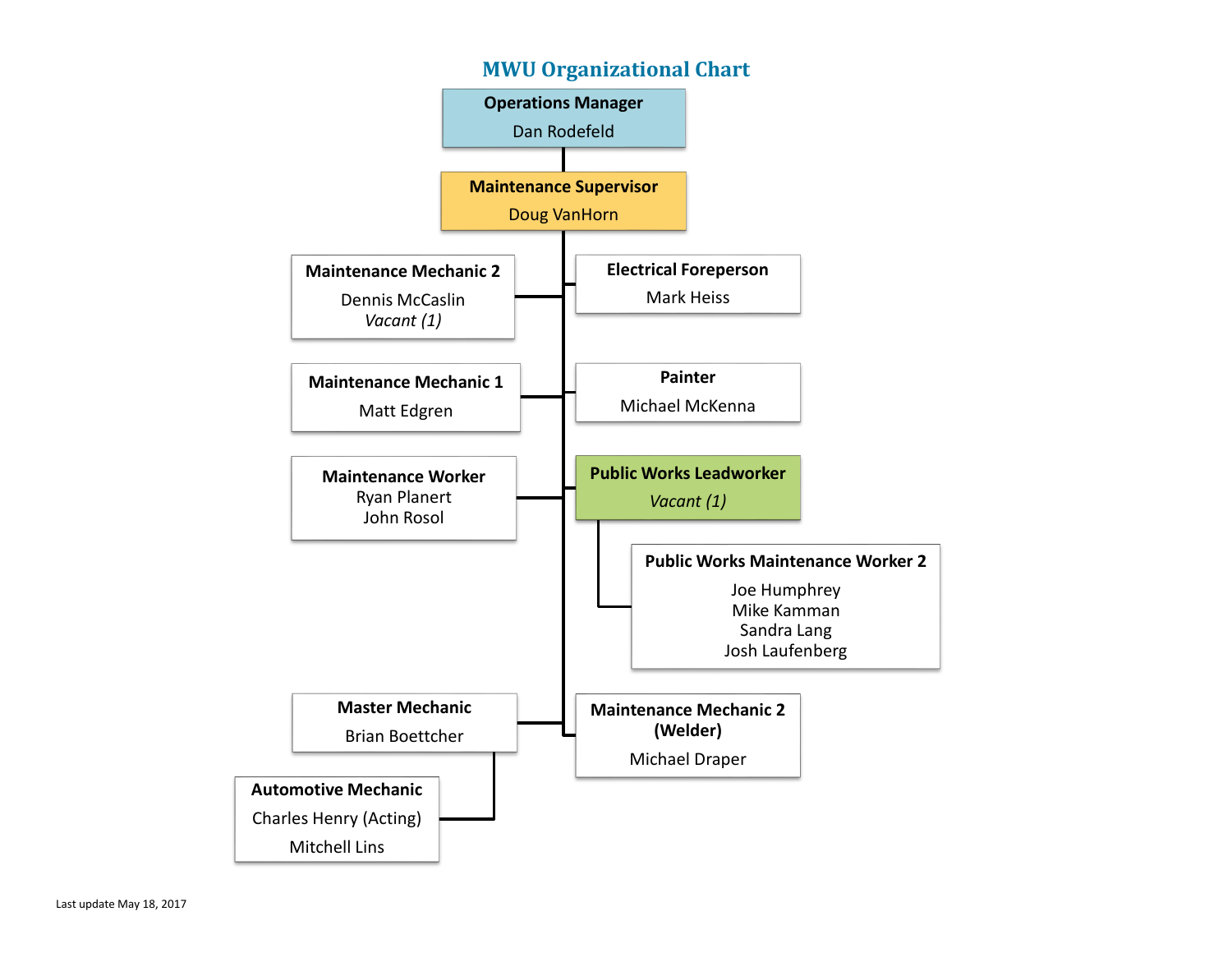# MWU Organizational Chart

**Operations Manager**
Dan Rodefeld

**Maintenance Supervisor**
Doug VanHorn

**Maintenance Mechanic 2**
Dennis McCaslin
*Vacant (1)*

**Electrical Foreperson**
Mark Heiss

**Maintenance Mechanic 1**
Matt Edgren

**Painter**
Michael McKenna

**Maintenance Worker**
Ryan Planert
John Rosol

**Public Works Leadworker**
*Vacant (1)*

**Public Works Maintenance Worker 2**
Joe Humphrey
Mike Kamman
Sandra Lang
Josh Laufenberg

**Master Mechanic**
Brian Boettcher

**Maintenance Mechanic 2 (Welder)**
Michael Draper

**Automotive Mechanic**
Charles Henry (Acting)
Mitchell Lins

Last update May 18, 2017